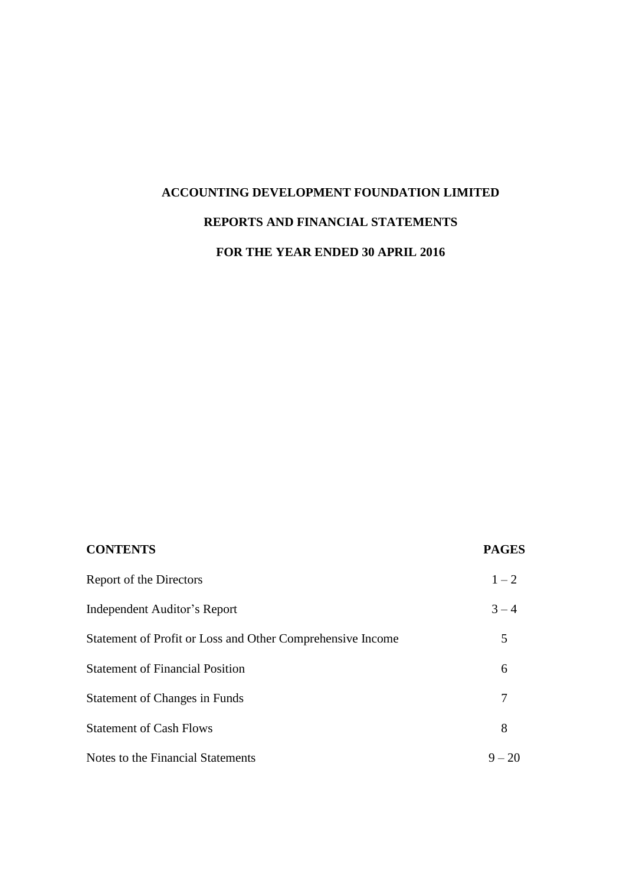# ACCOUNTING DEVELOPMENT FOUNDATION LIMITED

## REPORTS AND FINANCIAL STATEMENTS

## FOR THE YEAR ENDED 30 APRIL 2016

| CONTENTS | PAGES |
|---|---|
| Report of the Directors | 1 – 2 |
| Independent Auditor's Report | 3 – 4 |
| Statement of Profit or Loss and Other Comprehensive Income | 5 |
| Statement of Financial Position | 6 |
| Statement of Changes in Funds | 7 |
| Statement of Cash Flows | 8 |
| Notes to the Financial Statements | 9 – 20 |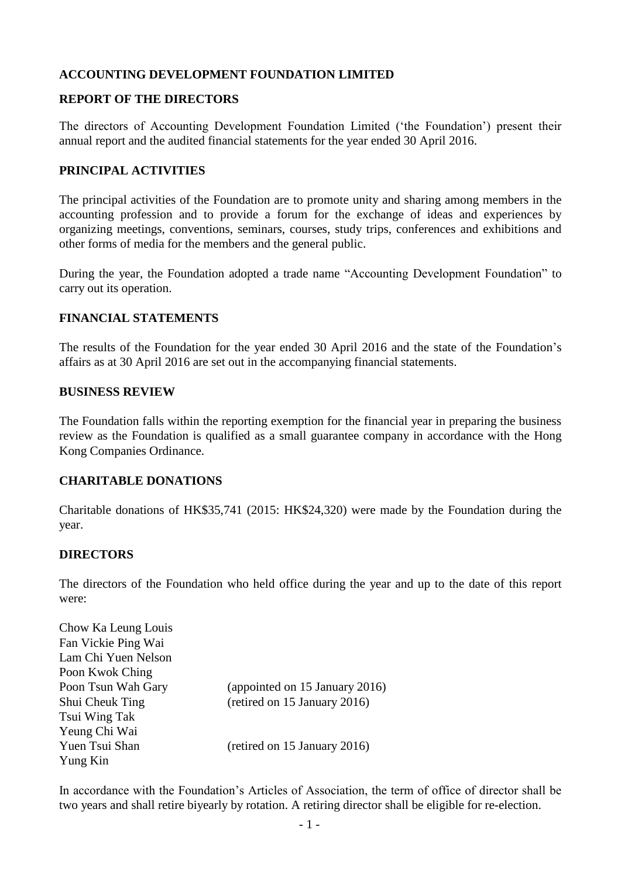**ACCOUNTING DEVELOPMENT FOUNDATION LIMITED**

**REPORT OF THE DIRECTORS**

The directors of Accounting Development Foundation Limited ('the Foundation') present their annual report and the audited financial statements for the year ended 30 April 2016.

**PRINCIPAL ACTIVITIES**

The principal activities of the Foundation are to promote unity and sharing among members in the accounting profession and to provide a forum for the exchange of ideas and experiences by organizing meetings, conventions, seminars, courses, study trips, conferences and exhibitions and other forms of media for the members and the general public.

During the year, the Foundation adopted a trade name "Accounting Development Foundation" to carry out its operation.

**FINANCIAL STATEMENTS**

The results of the Foundation for the year ended 30 April 2016 and the state of the Foundation's affairs as at 30 April 2016 are set out in the accompanying financial statements.

**BUSINESS REVIEW**

The Foundation falls within the reporting exemption for the financial year in preparing the business review as the Foundation is qualified as a small guarantee company in accordance with the Hong Kong Companies Ordinance.

**CHARITABLE DONATIONS**

Charitable donations of HK$35,741 (2015: HK$24,320) were made by the Foundation during the year.

**DIRECTORS**

The directors of the Foundation who held office during the year and up to the date of this report were:

| | |
|---|---|
| Chow Ka Leung Louis | |
| Fan Vickie Ping Wai | |
| Lam Chi Yuen Nelson | |
| Poon Kwok Ching | |
| Poon Tsun Wah Gary | (appointed on 15 January 2016) |
| Shui Cheuk Ting | (retired on 15 January 2016) |
| Tsui Wing Tak | |
| Yeung Chi Wai | |
| Yuen Tsui Shan | (retired on 15 January 2016) |
| Yung Kin | |

In accordance with the Foundation's Articles of Association, the term of office of director shall be two years and shall retire biyearly by rotation. A retiring director shall be eligible for re-election.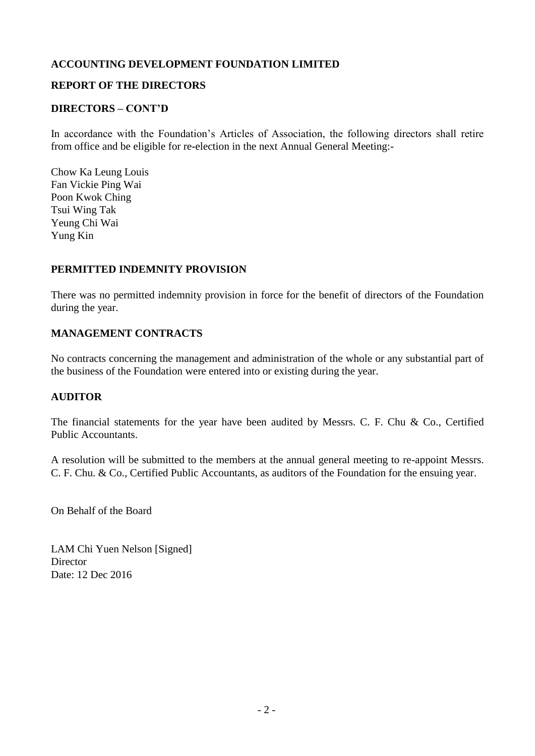**ACCOUNTING DEVELOPMENT FOUNDATION LIMITED**

**REPORT OF THE DIRECTORS**

**DIRECTORS – CONT'D**

In accordance with the Foundation's Articles of Association, the following directors shall retire from office and be eligible for re-election in the next Annual General Meeting:-

Chow Ka Leung Louis  
Fan Vickie Ping Wai  
Poon Kwok Ching  
Tsui Wing Tak  
Yeung Chi Wai  
Yung Kin

**PERMITTED INDEMNITY PROVISION**

There was no permitted indemnity provision in force for the benefit of directors of the Foundation during the year.

**MANAGEMENT CONTRACTS**

No contracts concerning the management and administration of the whole or any substantial part of the business of the Foundation were entered into or existing during the year.

**AUDITOR**

The financial statements for the year have been audited by Messrs. C. F. Chu & Co., Certified Public Accountants.

A resolution will be submitted to the members at the annual general meeting to re-appoint Messrs. C. F. Chu. & Co., Certified Public Accountants, as auditors of the Foundation for the ensuing year.

On Behalf of the Board

LAM Chi Yuen Nelson [Signed]  
Director  
Date: 12 Dec 2016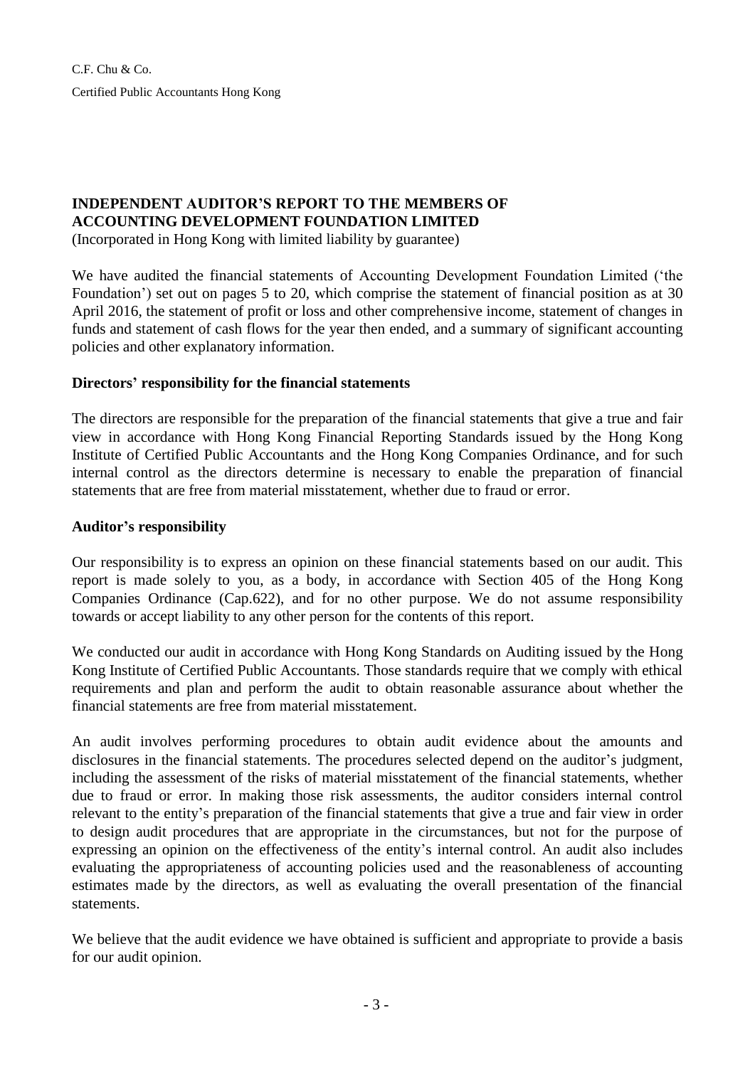C.F. Chu & Co.

Certified Public Accountants Hong Kong

**INDEPENDENT AUDITOR'S REPORT TO THE MEMBERS OF ACCOUNTING DEVELOPMENT FOUNDATION LIMITED**
(Incorporated in Hong Kong with limited liability by guarantee)

We have audited the financial statements of Accounting Development Foundation Limited ('the Foundation') set out on pages 5 to 20, which comprise the statement of financial position as at 30 April 2016, the statement of profit or loss and other comprehensive income, statement of changes in funds and statement of cash flows for the year then ended, and a summary of significant accounting policies and other explanatory information.

**Directors' responsibility for the financial statements**

The directors are responsible for the preparation of the financial statements that give a true and fair view in accordance with Hong Kong Financial Reporting Standards issued by the Hong Kong Institute of Certified Public Accountants and the Hong Kong Companies Ordinance, and for such internal control as the directors determine is necessary to enable the preparation of financial statements that are free from material misstatement, whether due to fraud or error.

**Auditor's responsibility**

Our responsibility is to express an opinion on these financial statements based on our audit. This report is made solely to you, as a body, in accordance with Section 405 of the Hong Kong Companies Ordinance (Cap.622), and for no other purpose. We do not assume responsibility towards or accept liability to any other person for the contents of this report.

We conducted our audit in accordance with Hong Kong Standards on Auditing issued by the Hong Kong Institute of Certified Public Accountants. Those standards require that we comply with ethical requirements and plan and perform the audit to obtain reasonable assurance about whether the financial statements are free from material misstatement.

An audit involves performing procedures to obtain audit evidence about the amounts and disclosures in the financial statements. The procedures selected depend on the auditor's judgment, including the assessment of the risks of material misstatement of the financial statements, whether due to fraud or error. In making those risk assessments, the auditor considers internal control relevant to the entity's preparation of the financial statements that give a true and fair view in order to design audit procedures that are appropriate in the circumstances, but not for the purpose of expressing an opinion on the effectiveness of the entity's internal control. An audit also includes evaluating the appropriateness of accounting policies used and the reasonableness of accounting estimates made by the directors, as well as evaluating the overall presentation of the financial statements.

We believe that the audit evidence we have obtained is sufficient and appropriate to provide a basis for our audit opinion.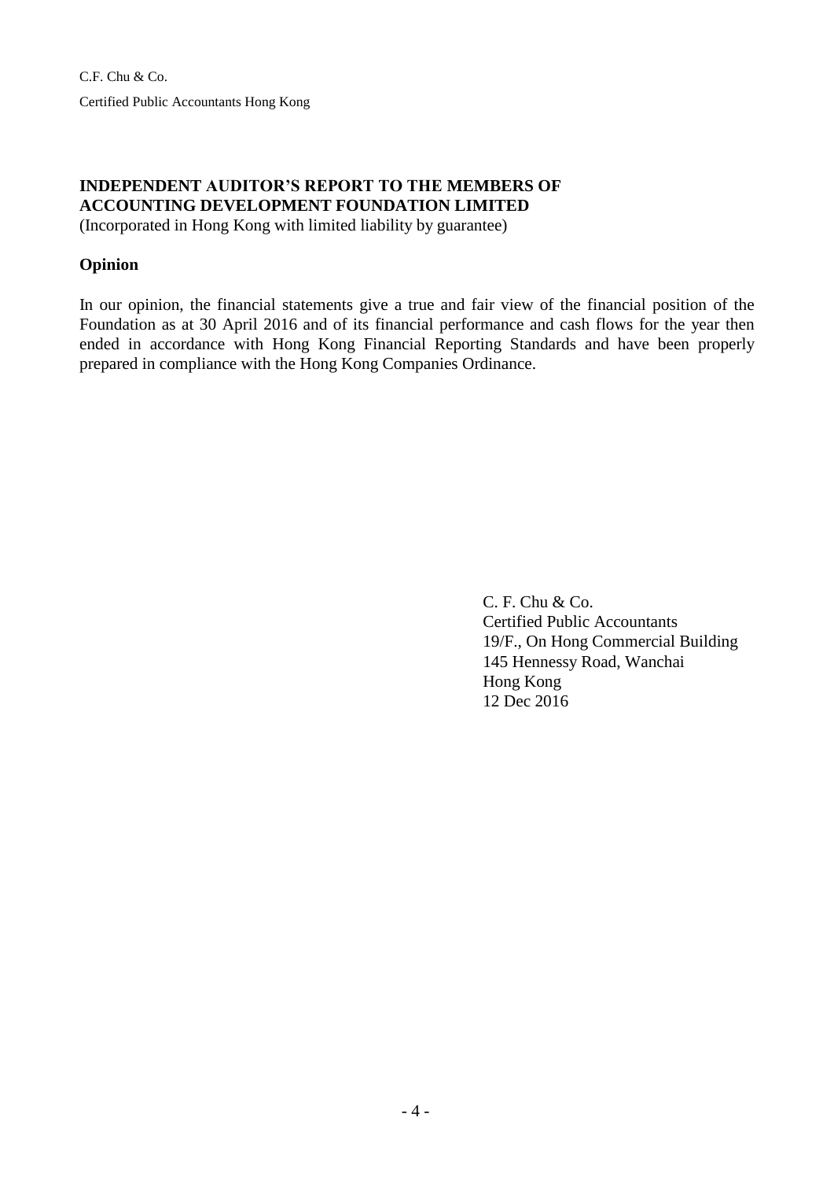C.F. Chu & Co.

Certified Public Accountants Hong Kong

**INDEPENDENT AUDITOR'S REPORT TO THE MEMBERS OF ACCOUNTING DEVELOPMENT FOUNDATION LIMITED**

(Incorporated in Hong Kong with limited liability by guarantee)

**Opinion**

In our opinion, the financial statements give a true and fair view of the financial position of the Foundation as at 30 April 2016 and of its financial performance and cash flows for the year then ended in accordance with Hong Kong Financial Reporting Standards and have been properly prepared in compliance with the Hong Kong Companies Ordinance.

C. F. Chu & Co.
Certified Public Accountants
19/F., On Hong Commercial Building
145 Hennessy Road, Wanchai
Hong Kong
12 Dec 2016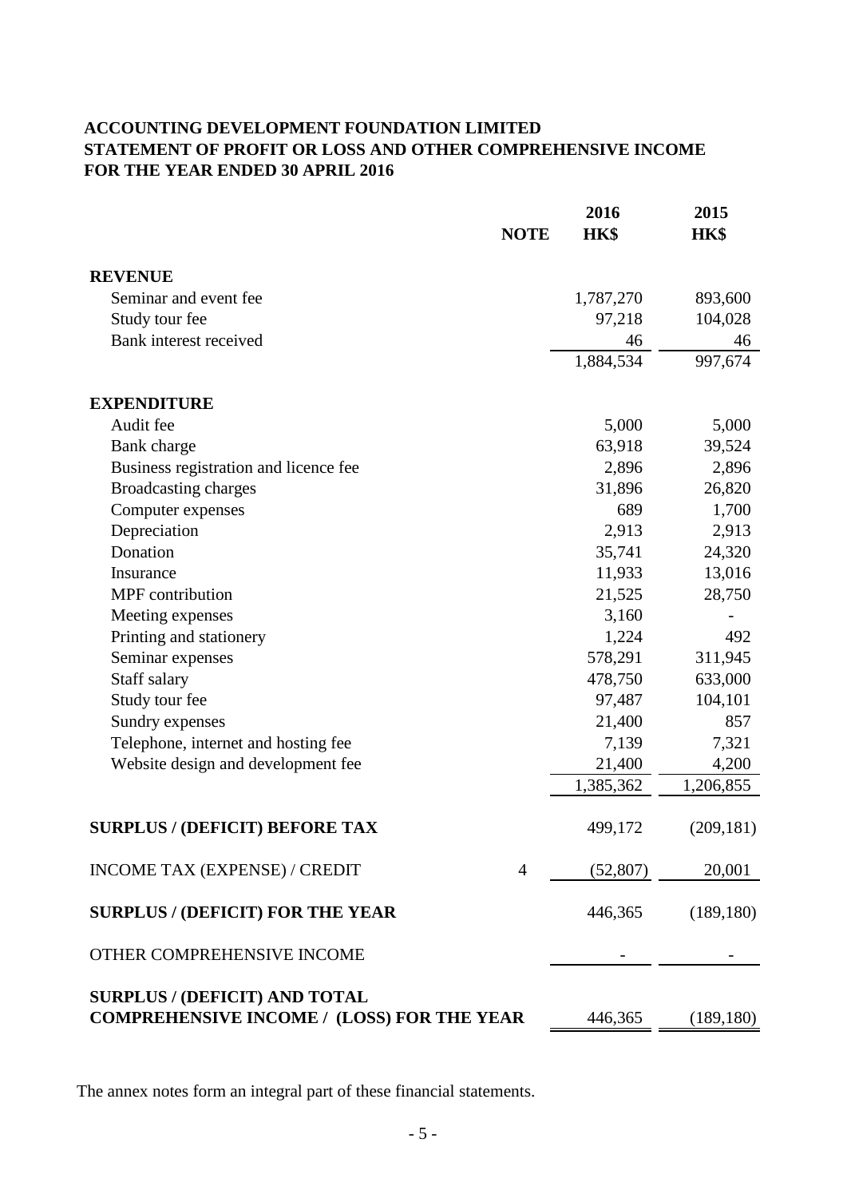**ACCOUNTING DEVELOPMENT FOUNDATION LIMITED**
**STATEMENT OF PROFIT OR LOSS AND OTHER COMPREHENSIVE INCOME**
**FOR THE YEAR ENDED 30 APRIL 2016**

| | NOTE | 2016 HK$ | 2015 HK$ |
|---|---|---|---|
| **REVENUE** | | | |
| Seminar and event fee | | 1,787,270 | 893,600 |
| Study tour fee | | 97,218 | 104,028 |
| Bank interest received | | 46 | 46 |
| | | 1,884,534 | 997,674 |
| **EXPENDITURE** | | | |
| Audit fee | | 5,000 | 5,000 |
| Bank charge | | 63,918 | 39,524 |
| Business registration and licence fee | | 2,896 | 2,896 |
| Broadcasting charges | | 31,896 | 26,820 |
| Computer expenses | | 689 | 1,700 |
| Depreciation | | 2,913 | 2,913 |
| Donation | | 35,741 | 24,320 |
| Insurance | | 11,933 | 13,016 |
| MPF contribution | | 21,525 | 28,750 |
| Meeting expenses | | 3,160 | - |
| Printing and stationery | | 1,224 | 492 |
| Seminar expenses | | 578,291 | 311,945 |
| Staff salary | | 478,750 | 633,000 |
| Study tour fee | | 97,487 | 104,101 |
| Sundry expenses | | 21,400 | 857 |
| Telephone, internet and hosting fee | | 7,139 | 7,321 |
| Website design and development fee | | 21,400 | 4,200 |
| | | 1,385,362 | 1,206,855 |
| **SURPLUS / (DEFICIT) BEFORE TAX** | | 499,172 | (209,181) |
| INCOME TAX (EXPENSE) / CREDIT | 4 | (52,807) | 20,001 |
| **SURPLUS / (DEFICIT) FOR THE YEAR** | | 446,365 | (189,180) |
| OTHER COMPREHENSIVE INCOME | | - | - |
| **SURPLUS / (DEFICIT) AND TOTAL COMPREHENSIVE INCOME / (LOSS) FOR THE YEAR** | | 446,365 | (189,180) |

The annex notes form an integral part of these financial statements.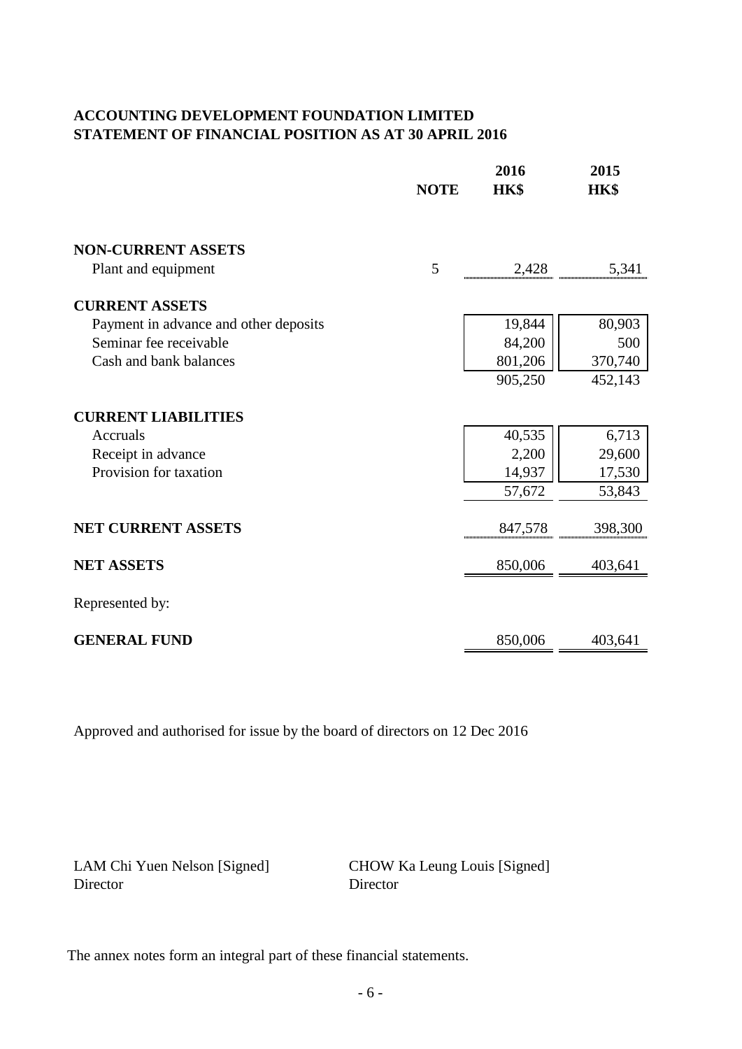**ACCOUNTING DEVELOPMENT FOUNDATION LIMITED**
**STATEMENT OF FINANCIAL POSITION AS AT 30 APRIL 2016**

| | NOTE | 2016 HK$ | 2015 HK$ |
|---|---|---|---|
| **NON-CURRENT ASSETS** | | | |
| Plant and equipment | 5 | 2,428 | 5,341 |
| **CURRENT ASSETS** | | | |
| Payment in advance and other deposits | | 19,844 | 80,903 |
| Seminar fee receivable | | 84,200 | 500 |
| Cash and bank balances | | 801,206 | 370,740 |
| | | 905,250 | 452,143 |
| **CURRENT LIABILITIES** | | | |
| Accruals | | 40,535 | 6,713 |
| Receipt in advance | | 2,200 | 29,600 |
| Provision for taxation | | 14,937 | 17,530 |
| | | 57,672 | 53,843 |
| **NET CURRENT ASSETS** | | 847,578 | 398,300 |
| **NET ASSETS** | | 850,006 | 403,641 |
| Represented by: | | | |
| **GENERAL FUND** | | 850,006 | 403,641 |

Approved and authorised for issue by the board of directors on 12 Dec 2016

LAM Chi Yuen Nelson [Signed]
Director

CHOW Ka Leung Louis [Signed]
Director

The annex notes form an integral part of these financial statements.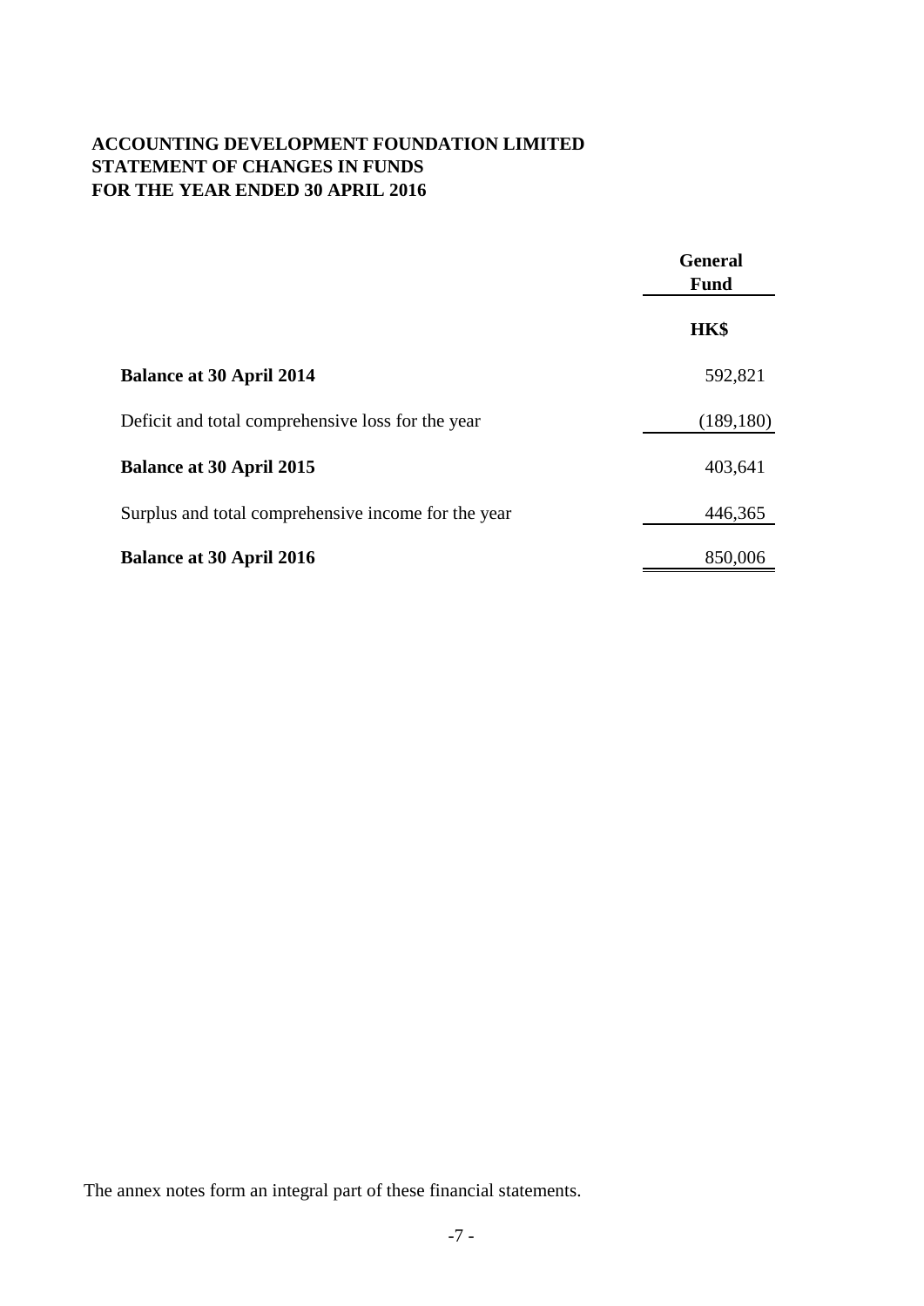**ACCOUNTING DEVELOPMENT FOUNDATION LIMITED**
**STATEMENT OF CHANGES IN FUNDS**
**FOR THE YEAR ENDED 30 APRIL 2016**

| | General Fund |
|---|---|
| | HK$ |
| **Balance at 30 April 2014** | 592,821 |
| Deficit and total comprehensive loss for the year | (189,180) |
| **Balance at 30 April 2015** | 403,641 |
| Surplus and total comprehensive income for the year | 446,365 |
| **Balance at 30 April 2016** | 850,006 |

The annex notes form an integral part of these financial statements.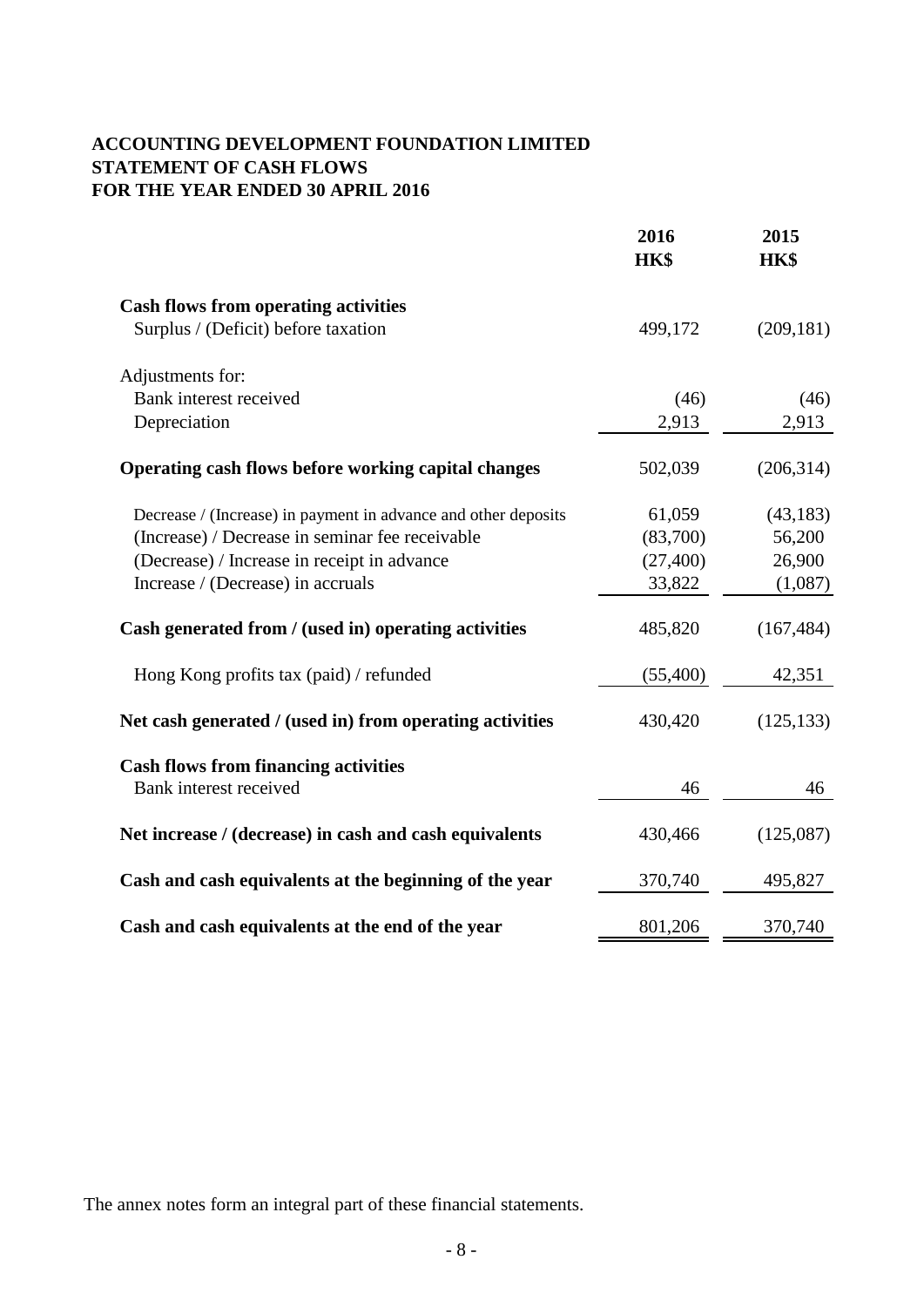**ACCOUNTING DEVELOPMENT FOUNDATION LIMITED**
**STATEMENT OF CASH FLOWS**
**FOR THE YEAR ENDED 30 APRIL 2016**

| | 2016 HK$ | 2015 HK$ |
|---|---|---|
| **Cash flows from operating activities** | | |
| Surplus / (Deficit) before taxation | 499,172 | (209,181) |
| Adjustments for: | | |
| Bank interest received | (46) | (46) |
| Depreciation | 2,913 | 2,913 |
| **Operating cash flows before working capital changes** | 502,039 | (206,314) |
| Decrease / (Increase) in payment in advance and other deposits | 61,059 | (43,183) |
| (Increase) / Decrease in seminar fee receivable | (83,700) | 56,200 |
| (Decrease) / Increase in receipt in advance | (27,400) | 26,900 |
| Increase / (Decrease) in accruals | 33,822 | (1,087) |
| **Cash generated from / (used in) operating activities** | 485,820 | (167,484) |
| Hong Kong profits tax (paid) / refunded | (55,400) | 42,351 |
| **Net cash generated / (used in) from operating activities** | 430,420 | (125,133) |
| **Cash flows from financing activities** | | |
| Bank interest received | 46 | 46 |
| **Net increase / (decrease) in cash and cash equivalents** | 430,466 | (125,087) |
| **Cash and cash equivalents at the beginning of the year** | 370,740 | 495,827 |
| **Cash and cash equivalents at the end of the year** | 801,206 | 370,740 |

The annex notes form an integral part of these financial statements.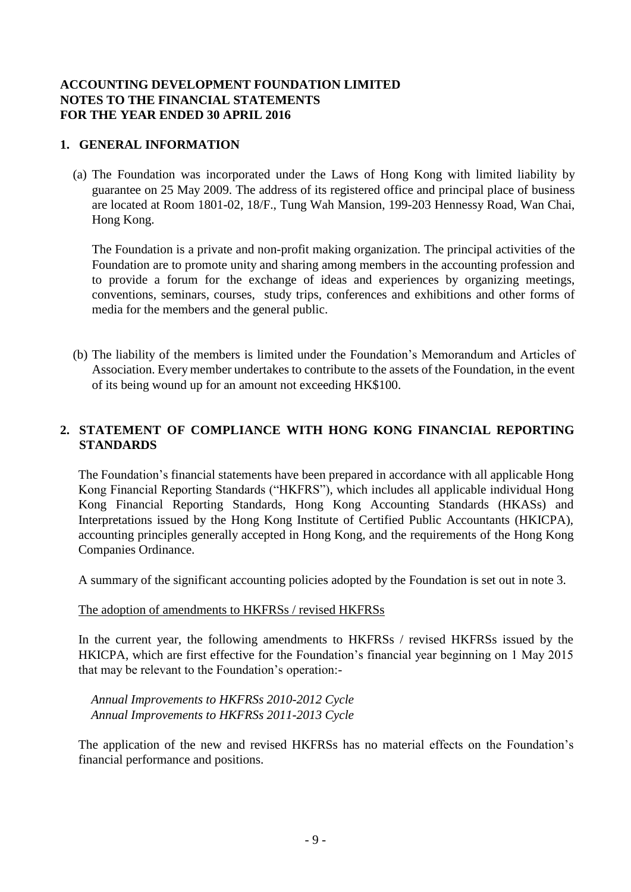**ACCOUNTING DEVELOPMENT FOUNDATION LIMITED**
**NOTES TO THE FINANCIAL STATEMENTS**
**FOR THE YEAR ENDED 30 APRIL 2016**

## 1. GENERAL INFORMATION

(a) The Foundation was incorporated under the Laws of Hong Kong with limited liability by guarantee on 25 May 2009. The address of its registered office and principal place of business are located at Room 1801-02, 18/F., Tung Wah Mansion, 199-203 Hennessy Road, Wan Chai, Hong Kong.

The Foundation is a private and non-profit making organization. The principal activities of the Foundation are to promote unity and sharing among members in the accounting profession and to provide a forum for the exchange of ideas and experiences by organizing meetings, conventions, seminars, courses, study trips, conferences and exhibitions and other forms of media for the members and the general public.

(b) The liability of the members is limited under the Foundation's Memorandum and Articles of Association. Every member undertakes to contribute to the assets of the Foundation, in the event of its being wound up for an amount not exceeding HK$100.

## 2. STATEMENT OF COMPLIANCE WITH HONG KONG FINANCIAL REPORTING STANDARDS

The Foundation's financial statements have been prepared in accordance with all applicable Hong Kong Financial Reporting Standards ("HKFRS"), which includes all applicable individual Hong Kong Financial Reporting Standards, Hong Kong Accounting Standards (HKASs) and Interpretations issued by the Hong Kong Institute of Certified Public Accountants (HKICPA), accounting principles generally accepted in Hong Kong, and the requirements of the Hong Kong Companies Ordinance.

A summary of the significant accounting policies adopted by the Foundation is set out in note 3.

<u>The adoption of amendments to HKFRSs / revised HKFRSs</u>

In the current year, the following amendments to HKFRSs / revised HKFRSs issued by the HKICPA, which are first effective for the Foundation's financial year beginning on 1 May 2015 that may be relevant to the Foundation's operation:-

*Annual Improvements to HKFRSs 2010-2012 Cycle*
*Annual Improvements to HKFRSs 2011-2013 Cycle*

The application of the new and revised HKFRSs has no material effects on the Foundation's financial performance and positions.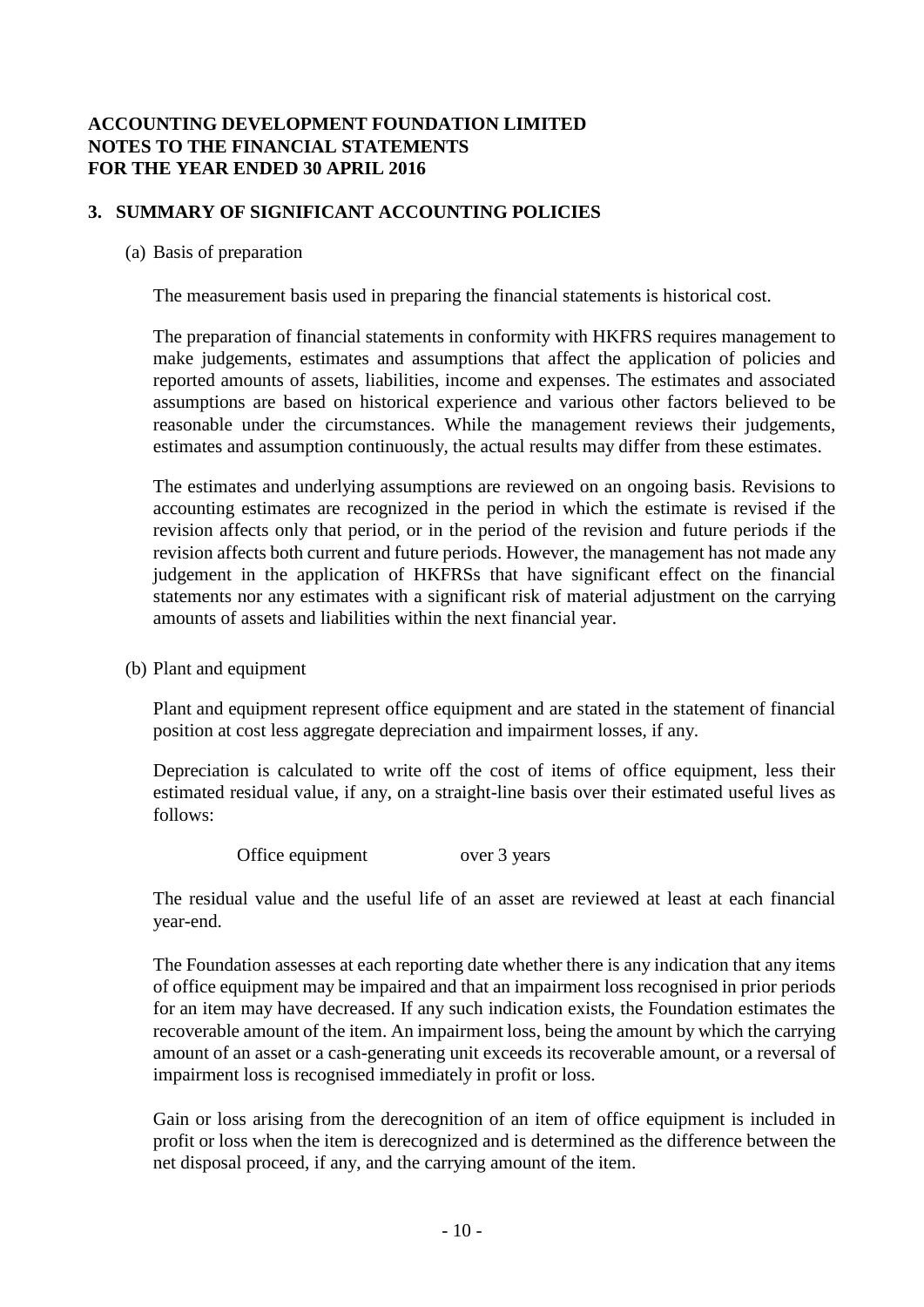**ACCOUNTING DEVELOPMENT FOUNDATION LIMITED**
**NOTES TO THE FINANCIAL STATEMENTS**
**FOR THE YEAR ENDED 30 APRIL 2016**

## 3. SUMMARY OF SIGNIFICANT ACCOUNTING POLICIES

(a) Basis of preparation

The measurement basis used in preparing the financial statements is historical cost.

The preparation of financial statements in conformity with HKFRS requires management to make judgements, estimates and assumptions that affect the application of policies and reported amounts of assets, liabilities, income and expenses. The estimates and associated assumptions are based on historical experience and various other factors believed to be reasonable under the circumstances. While the management reviews their judgements, estimates and assumption continuously, the actual results may differ from these estimates.

The estimates and underlying assumptions are reviewed on an ongoing basis. Revisions to accounting estimates are recognized in the period in which the estimate is revised if the revision affects only that period, or in the period of the revision and future periods if the revision affects both current and future periods. However, the management has not made any judgement in the application of HKFRSs that have significant effect on the financial statements nor any estimates with a significant risk of material adjustment on the carrying amounts of assets and liabilities within the next financial year.

(b) Plant and equipment

Plant and equipment represent office equipment and are stated in the statement of financial position at cost less aggregate depreciation and impairment losses, if any.

Depreciation is calculated to write off the cost of items of office equipment, less their estimated residual value, if any, on a straight-line basis over their estimated useful lives as follows:

| | |
|---|---|
| Office equipment | over 3 years |

The residual value and the useful life of an asset are reviewed at least at each financial year-end.

The Foundation assesses at each reporting date whether there is any indication that any items of office equipment may be impaired and that an impairment loss recognised in prior periods for an item may have decreased. If any such indication exists, the Foundation estimates the recoverable amount of the item. An impairment loss, being the amount by which the carrying amount of an asset or a cash-generating unit exceeds its recoverable amount, or a reversal of impairment loss is recognised immediately in profit or loss.

Gain or loss arising from the derecognition of an item of office equipment is included in profit or loss when the item is derecognized and is determined as the difference between the net disposal proceed, if any, and the carrying amount of the item.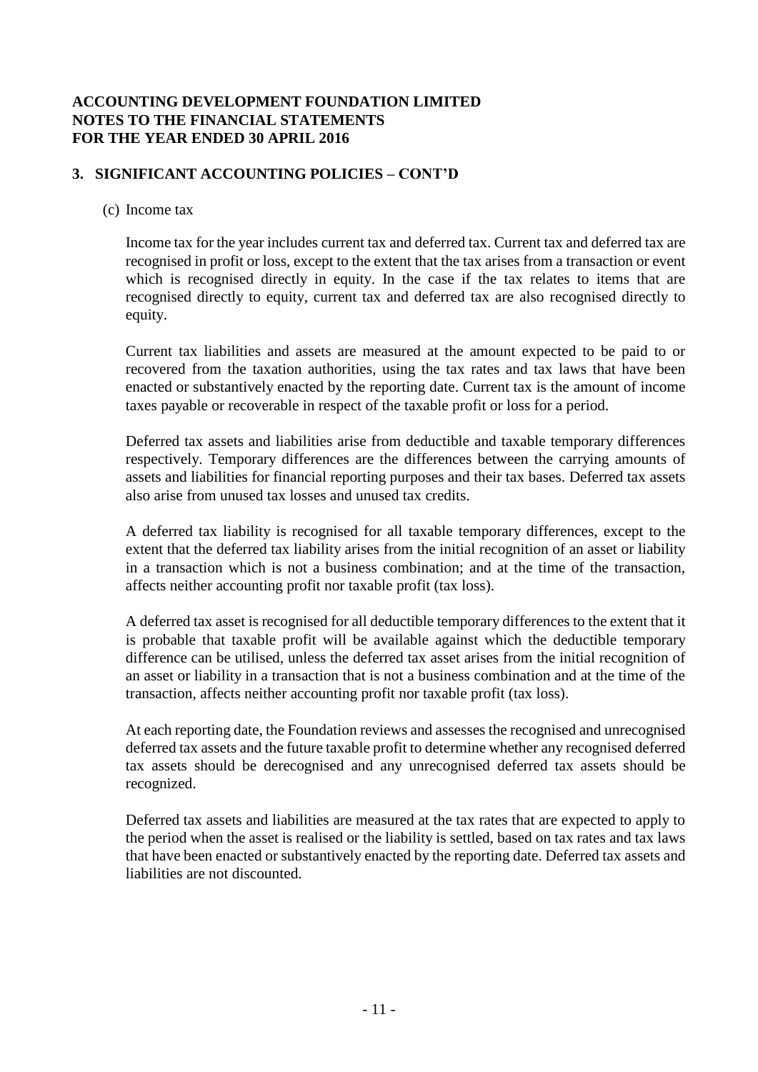**ACCOUNTING DEVELOPMENT FOUNDATION LIMITED**
**NOTES TO THE FINANCIAL STATEMENTS**
**FOR THE YEAR ENDED 30 APRIL 2016**

## 3. SIGNIFICANT ACCOUNTING POLICIES – CONT'D

(c) Income tax

Income tax for the year includes current tax and deferred tax. Current tax and deferred tax are recognised in profit or loss, except to the extent that the tax arises from a transaction or event which is recognised directly in equity. In the case if the tax relates to items that are recognised directly to equity, current tax and deferred tax are also recognised directly to equity.

Current tax liabilities and assets are measured at the amount expected to be paid to or recovered from the taxation authorities, using the tax rates and tax laws that have been enacted or substantively enacted by the reporting date. Current tax is the amount of income taxes payable or recoverable in respect of the taxable profit or loss for a period.

Deferred tax assets and liabilities arise from deductible and taxable temporary differences respectively. Temporary differences are the differences between the carrying amounts of assets and liabilities for financial reporting purposes and their tax bases. Deferred tax assets also arise from unused tax losses and unused tax credits.

A deferred tax liability is recognised for all taxable temporary differences, except to the extent that the deferred tax liability arises from the initial recognition of an asset or liability in a transaction which is not a business combination; and at the time of the transaction, affects neither accounting profit nor taxable profit (tax loss).

A deferred tax asset is recognised for all deductible temporary differences to the extent that it is probable that taxable profit will be available against which the deductible temporary difference can be utilised, unless the deferred tax asset arises from the initial recognition of an asset or liability in a transaction that is not a business combination and at the time of the transaction, affects neither accounting profit nor taxable profit (tax loss).

At each reporting date, the Foundation reviews and assesses the recognised and unrecognised deferred tax assets and the future taxable profit to determine whether any recognised deferred tax assets should be derecognised and any unrecognised deferred tax assets should be recognized.

Deferred tax assets and liabilities are measured at the tax rates that are expected to apply to the period when the asset is realised or the liability is settled, based on tax rates and tax laws that have been enacted or substantively enacted by the reporting date. Deferred tax assets and liabilities are not discounted.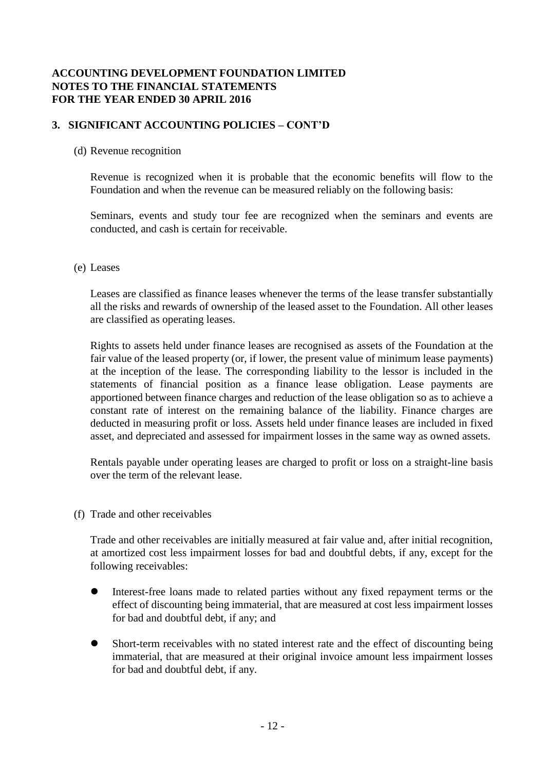**ACCOUNTING DEVELOPMENT FOUNDATION LIMITED**
**NOTES TO THE FINANCIAL STATEMENTS**
**FOR THE YEAR ENDED 30 APRIL 2016**

## 3. SIGNIFICANT ACCOUNTING POLICIES – CONT'D

(d) Revenue recognition

Revenue is recognized when it is probable that the economic benefits will flow to the Foundation and when the revenue can be measured reliably on the following basis:

Seminars, events and study tour fee are recognized when the seminars and events are conducted, and cash is certain for receivable.

(e) Leases

Leases are classified as finance leases whenever the terms of the lease transfer substantially all the risks and rewards of ownership of the leased asset to the Foundation. All other leases are classified as operating leases.

Rights to assets held under finance leases are recognised as assets of the Foundation at the fair value of the leased property (or, if lower, the present value of minimum lease payments) at the inception of the lease. The corresponding liability to the lessor is included in the statements of financial position as a finance lease obligation. Lease payments are apportioned between finance charges and reduction of the lease obligation so as to achieve a constant rate of interest on the remaining balance of the liability. Finance charges are deducted in measuring profit or loss. Assets held under finance leases are included in fixed asset, and depreciated and assessed for impairment losses in the same way as owned assets.

Rentals payable under operating leases are charged to profit or loss on a straight-line basis over the term of the relevant lease.

(f) Trade and other receivables

Trade and other receivables are initially measured at fair value and, after initial recognition, at amortized cost less impairment losses for bad and doubtful debts, if any, except for the following receivables:

- Interest-free loans made to related parties without any fixed repayment terms or the effect of discounting being immaterial, that are measured at cost less impairment losses for bad and doubtful debt, if any; and
- Short-term receivables with no stated interest rate and the effect of discounting being immaterial, that are measured at their original invoice amount less impairment losses for bad and doubtful debt, if any.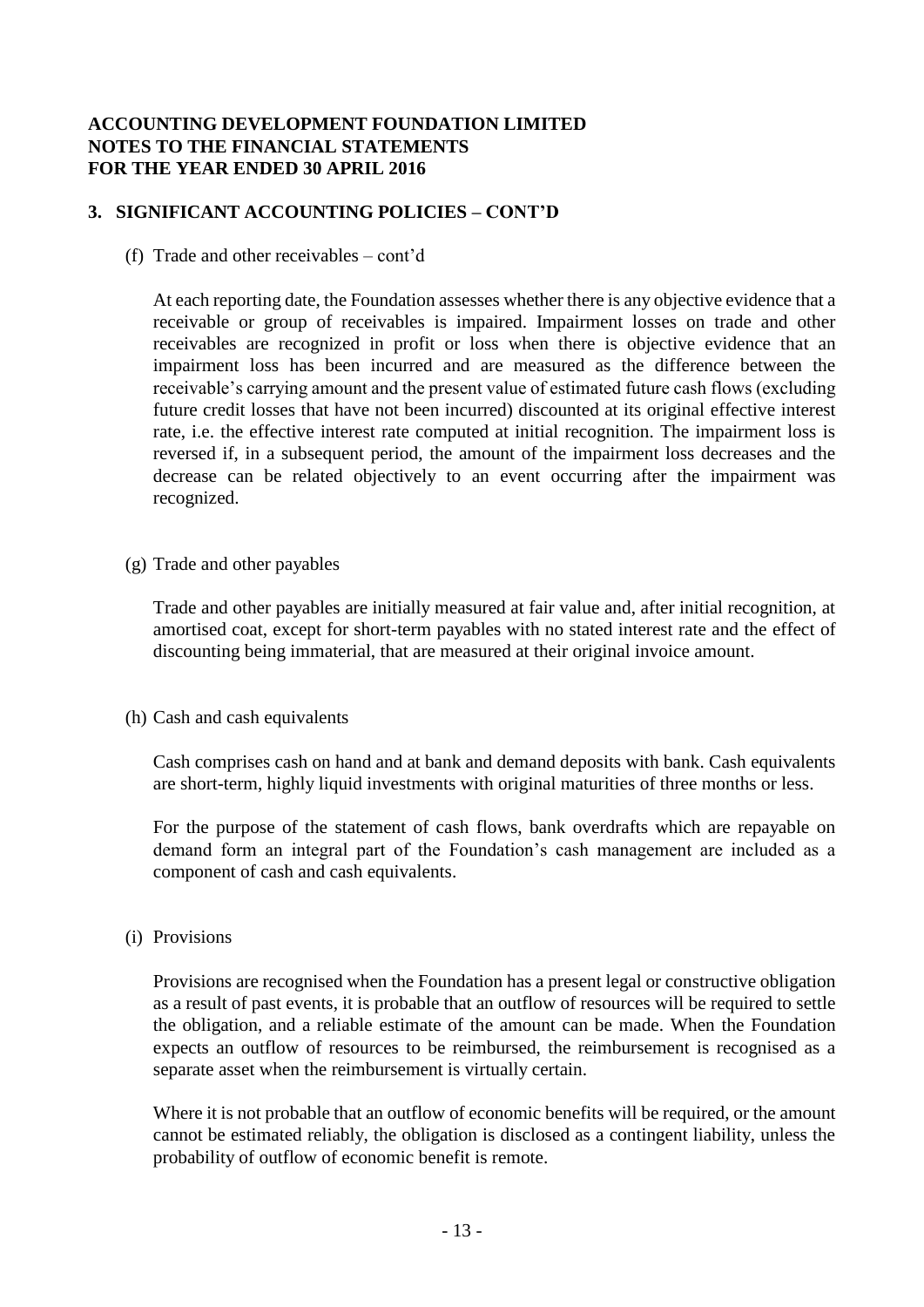**ACCOUNTING DEVELOPMENT FOUNDATION LIMITED**
**NOTES TO THE FINANCIAL STATEMENTS**
**FOR THE YEAR ENDED 30 APRIL 2016**

## 3. SIGNIFICANT ACCOUNTING POLICIES – CONT'D

(f) Trade and other receivables – cont'd

At each reporting date, the Foundation assesses whether there is any objective evidence that a receivable or group of receivables is impaired. Impairment losses on trade and other receivables are recognized in profit or loss when there is objective evidence that an impairment loss has been incurred and are measured as the difference between the receivable's carrying amount and the present value of estimated future cash flows (excluding future credit losses that have not been incurred) discounted at its original effective interest rate, i.e. the effective interest rate computed at initial recognition. The impairment loss is reversed if, in a subsequent period, the amount of the impairment loss decreases and the decrease can be related objectively to an event occurring after the impairment was recognized.

(g) Trade and other payables

Trade and other payables are initially measured at fair value and, after initial recognition, at amortised coat, except for short-term payables with no stated interest rate and the effect of discounting being immaterial, that are measured at their original invoice amount.

(h) Cash and cash equivalents

Cash comprises cash on hand and at bank and demand deposits with bank. Cash equivalents are short-term, highly liquid investments with original maturities of three months or less.

For the purpose of the statement of cash flows, bank overdrafts which are repayable on demand form an integral part of the Foundation's cash management are included as a component of cash and cash equivalents.

(i) Provisions

Provisions are recognised when the Foundation has a present legal or constructive obligation as a result of past events, it is probable that an outflow of resources will be required to settle the obligation, and a reliable estimate of the amount can be made. When the Foundation expects an outflow of resources to be reimbursed, the reimbursement is recognised as a separate asset when the reimbursement is virtually certain.

Where it is not probable that an outflow of economic benefits will be required, or the amount cannot be estimated reliably, the obligation is disclosed as a contingent liability, unless the probability of outflow of economic benefit is remote.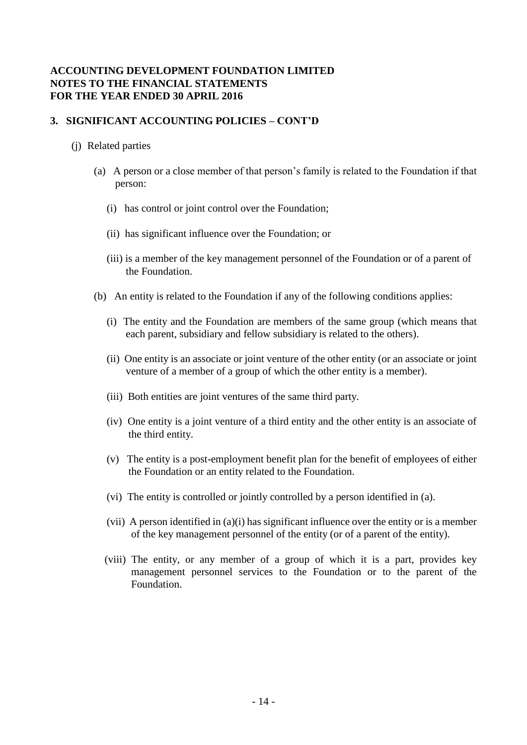**ACCOUNTING DEVELOPMENT FOUNDATION LIMITED**
**NOTES TO THE FINANCIAL STATEMENTS**
**FOR THE YEAR ENDED 30 APRIL 2016**

## 3. SIGNIFICANT ACCOUNTING POLICIES – CONT'D

(j) Related parties

(a) A person or a close member of that person's family is related to the Foundation if that person:

(i) has control or joint control over the Foundation;

(ii) has significant influence over the Foundation; or

(iii) is a member of the key management personnel of the Foundation or of a parent of the Foundation.

(b) An entity is related to the Foundation if any of the following conditions applies:

(i) The entity and the Foundation are members of the same group (which means that each parent, subsidiary and fellow subsidiary is related to the others).

(ii) One entity is an associate or joint venture of the other entity (or an associate or joint venture of a member of a group of which the other entity is a member).

(iii) Both entities are joint ventures of the same third party.

(iv) One entity is a joint venture of a third entity and the other entity is an associate of the third entity.

(v) The entity is a post-employment benefit plan for the benefit of employees of either the Foundation or an entity related to the Foundation.

(vi) The entity is controlled or jointly controlled by a person identified in (a).

(vii) A person identified in (a)(i) has significant influence over the entity or is a member of the key management personnel of the entity (or of a parent of the entity).

(viii) The entity, or any member of a group of which it is a part, provides key management personnel services to the Foundation or to the parent of the Foundation.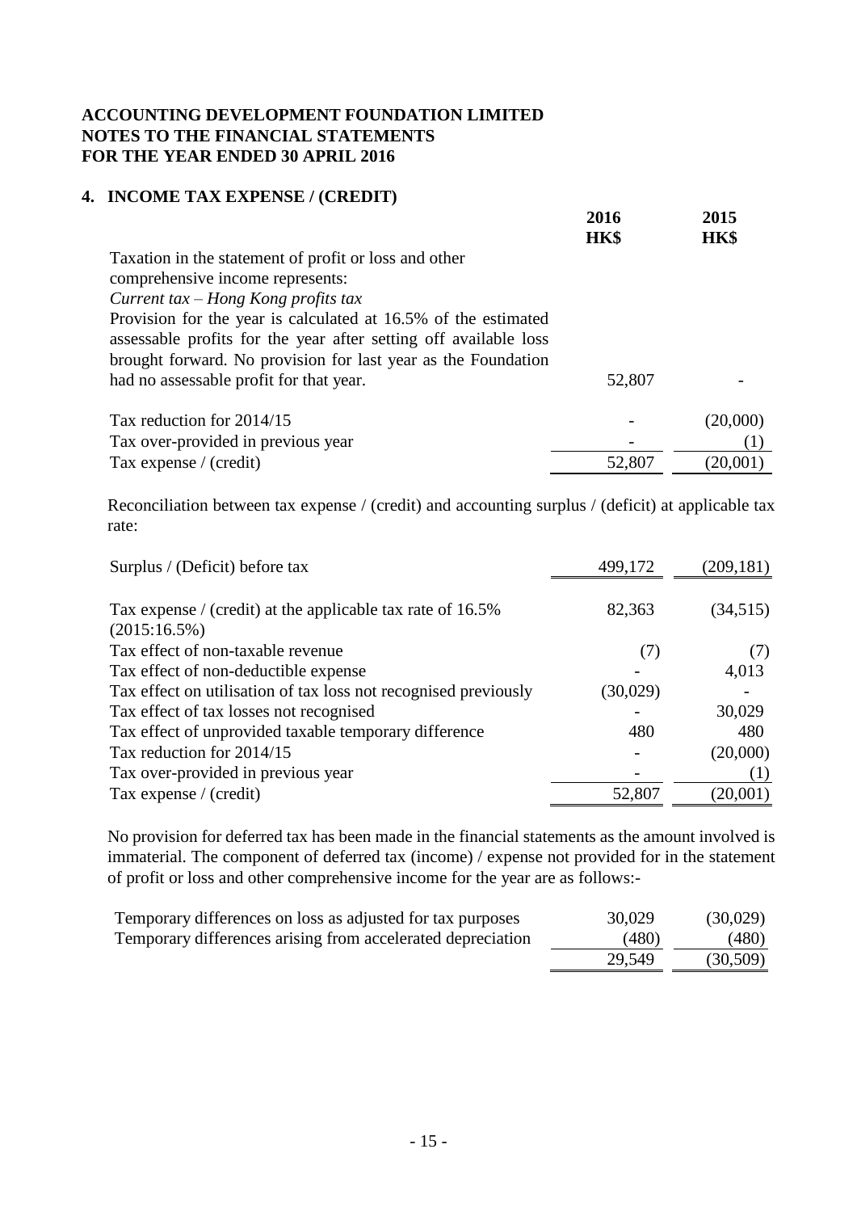**ACCOUNTING DEVELOPMENT FOUNDATION LIMITED**
**NOTES TO THE FINANCIAL STATEMENTS**
**FOR THE YEAR ENDED 30 APRIL 2016**

## 4. INCOME TAX EXPENSE / (CREDIT)

| | 2016 HK$ | 2015 HK$ |
|---|---|---|
| Taxation in the statement of profit or loss and other comprehensive income represents: | | |
| *Current tax – Hong Kong profits tax* | | |
| Provision for the year is calculated at 16.5% of the estimated assessable profits for the year after setting off available loss brought forward. No provision for last year as the Foundation had no assessable profit for that year. | 52,807 | - |
| Tax reduction for 2014/15 | - | (20,000) |
| Tax over-provided in previous year | - | (1) |
| Tax expense / (credit) | 52,807 | (20,001) |

Reconciliation between tax expense / (credit) and accounting surplus / (deficit) at applicable tax rate:

| | 2016 HK$ | 2015 HK$ |
|---|---|---|
| Surplus / (Deficit) before tax | 499,172 | (209,181) |
| Tax expense / (credit) at the applicable tax rate of 16.5% (2015:16.5%) | 82,363 | (34,515) |
| Tax effect of non-taxable revenue | (7) | (7) |
| Tax effect of non-deductible expense | - | 4,013 |
| Tax effect on utilisation of tax loss not recognised previously | (30,029) | - |
| Tax effect of tax losses not recognised | - | 30,029 |
| Tax effect of unprovided taxable temporary difference | 480 | 480 |
| Tax reduction for 2014/15 | - | (20,000) |
| Tax over-provided in previous year | - | (1) |
| Tax expense / (credit) | 52,807 | (20,001) |

No provision for deferred tax has been made in the financial statements as the amount involved is immaterial. The component of deferred tax (income) / expense not provided for in the statement of profit or loss and other comprehensive income for the year are as follows:-

| | 2016 HK$ | 2015 HK$ |
|---|---|---|
| Temporary differences on loss as adjusted for tax purposes | 30,029 | (30,029) |
| Temporary differences arising from accelerated depreciation | (480) | (480) |
| | 29,549 | (30,509) |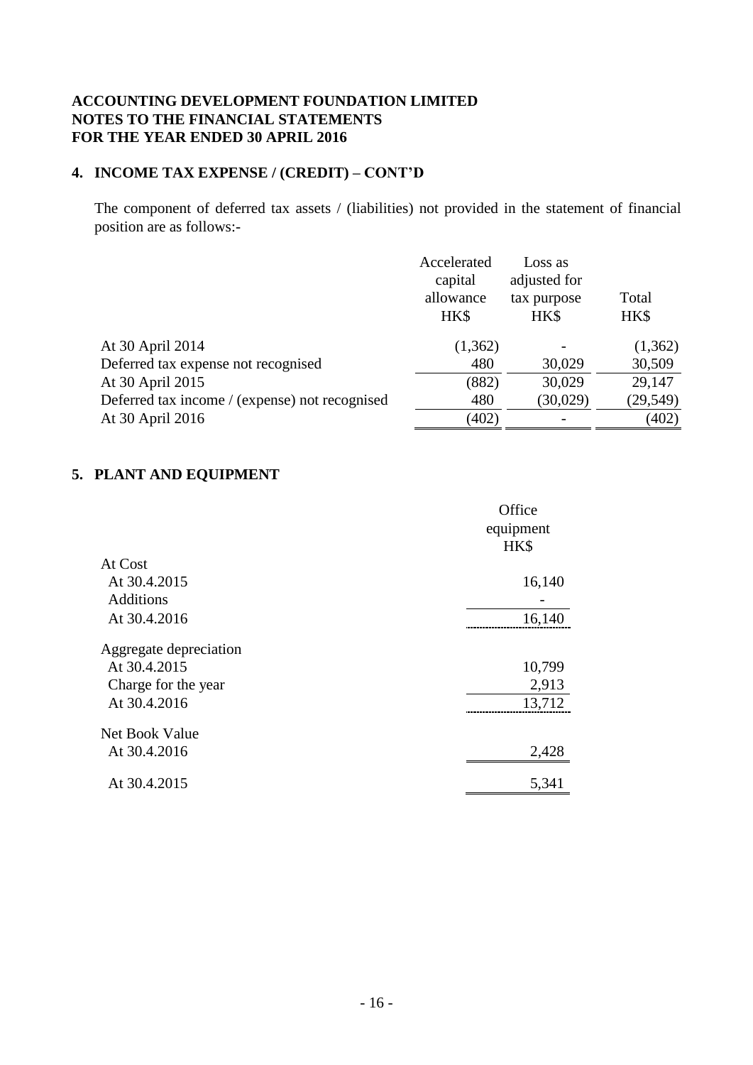**ACCOUNTING DEVELOPMENT FOUNDATION LIMITED**
**NOTES TO THE FINANCIAL STATEMENTS**
**FOR THE YEAR ENDED 30 APRIL 2016**

## 4. INCOME TAX EXPENSE / (CREDIT) – CONT'D

The component of deferred tax assets / (liabilities) not provided in the statement of financial position are as follows:-

| | Accelerated capital allowance HK$ | Loss as adjusted for tax purpose HK$ | Total HK$ |
|---|---|---|---|
| At 30 April 2014 | (1,362) | - | (1,362) |
| Deferred tax expense not recognised | 480 | 30,029 | 30,509 |
| At 30 April 2015 | (882) | 30,029 | 29,147 |
| Deferred tax income / (expense) not recognised | 480 | (30,029) | (29,549) |
| At 30 April 2016 | (402) | - | (402) |

## 5. PLANT AND EQUIPMENT

| | Office equipment HK$ |
|---|---|
| **At Cost** | |
| At 30.4.2015 | 16,140 |
| Additions | - |
| At 30.4.2016 | 16,140 |
| **Aggregate depreciation** | |
| At 30.4.2015 | 10,799 |
| Charge for the year | 2,913 |
| At 30.4.2016 | 13,712 |
| **Net Book Value** | |
| At 30.4.2016 | 2,428 |
| At 30.4.2015 | 5,341 |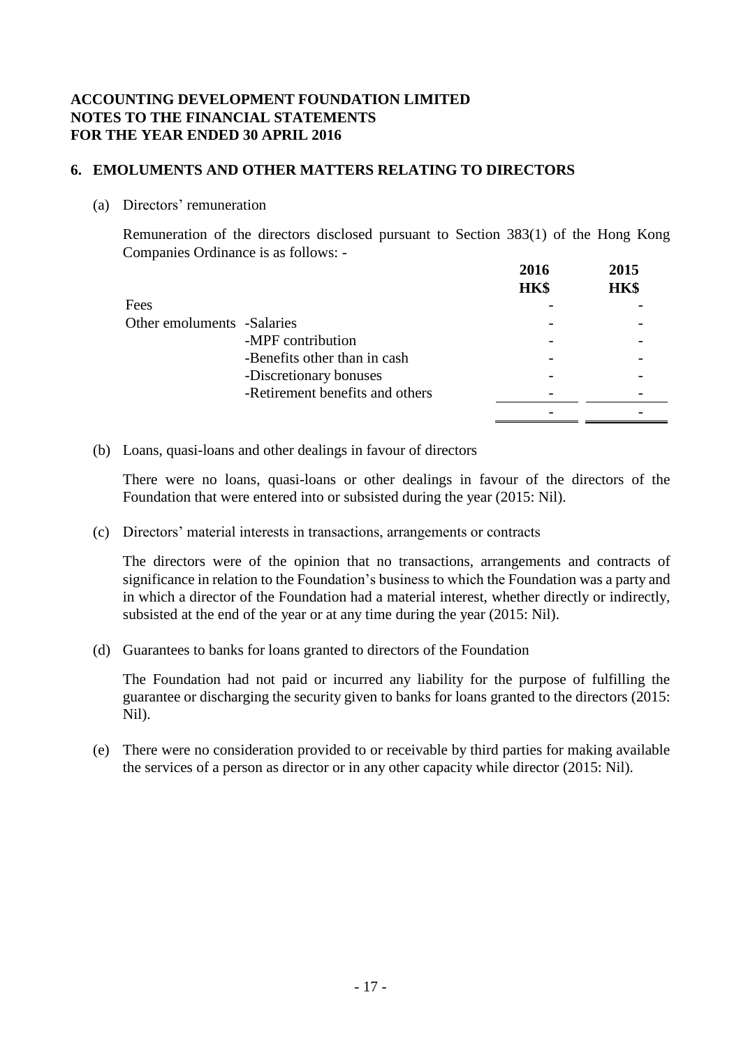**ACCOUNTING DEVELOPMENT FOUNDATION LIMITED**
**NOTES TO THE FINANCIAL STATEMENTS**
**FOR THE YEAR ENDED 30 APRIL 2016**

## 6. EMOLUMENTS AND OTHER MATTERS RELATING TO DIRECTORS

(a) Directors' remuneration

Remuneration of the directors disclosed pursuant to Section 383(1) of the Hong Kong Companies Ordinance is as follows: -

| | | 2016 HK$ | 2015 HK$ |
|---|---|---|---|
| Fees | | - | - |
| Other emoluments | -Salaries | - | - |
| | -MPF contribution | - | - |
| | -Benefits other than in cash | - | - |
| | -Discretionary bonuses | - | - |
| | -Retirement benefits and others | - | - |
| | | - | - |

(b) Loans, quasi-loans and other dealings in favour of directors

There were no loans, quasi-loans or other dealings in favour of the directors of the Foundation that were entered into or subsisted during the year (2015: Nil).

(c) Directors' material interests in transactions, arrangements or contracts

The directors were of the opinion that no transactions, arrangements and contracts of significance in relation to the Foundation's business to which the Foundation was a party and in which a director of the Foundation had a material interest, whether directly or indirectly, subsisted at the end of the year or at any time during the year (2015: Nil).

(d) Guarantees to banks for loans granted to directors of the Foundation

The Foundation had not paid or incurred any liability for the purpose of fulfilling the guarantee or discharging the security given to banks for loans granted to the directors (2015: Nil).

(e) There were no consideration provided to or receivable by third parties for making available the services of a person as director or in any other capacity while director (2015: Nil).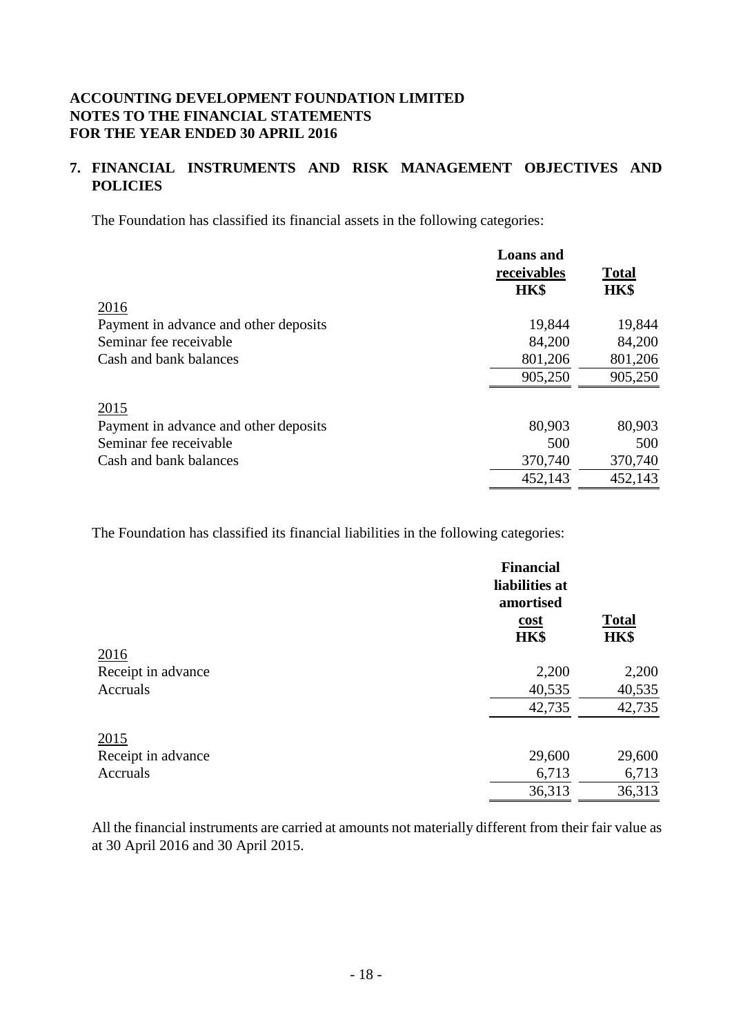**ACCOUNTING DEVELOPMENT FOUNDATION LIMITED**
**NOTES TO THE FINANCIAL STATEMENTS**
**FOR THE YEAR ENDED 30 APRIL 2016**

## 7. FINANCIAL INSTRUMENTS AND RISK MANAGEMENT OBJECTIVES AND POLICIES

The Foundation has classified its financial assets in the following categories:

| | Loans and receivables HK$ | Total HK$ |
|---|---|---|
| 2016 | | |
| Payment in advance and other deposits | 19,844 | 19,844 |
| Seminar fee receivable | 84,200 | 84,200 |
| Cash and bank balances | 801,206 | 801,206 |
| | 905,250 | 905,250 |
| 2015 | | |
| Payment in advance and other deposits | 80,903 | 80,903 |
| Seminar fee receivable | 500 | 500 |
| Cash and bank balances | 370,740 | 370,740 |
| | 452,143 | 452,143 |

The Foundation has classified its financial liabilities in the following categories:

| | Financial liabilities at amortised cost HK$ | Total HK$ |
|---|---|---|
| 2016 | | |
| Receipt in advance | 2,200 | 2,200 |
| Accruals | 40,535 | 40,535 |
| | 42,735 | 42,735 |
| 2015 | | |
| Receipt in advance | 29,600 | 29,600 |
| Accruals | 6,713 | 6,713 |
| | 36,313 | 36,313 |

All the financial instruments are carried at amounts not materially different from their fair value as at 30 April 2016 and 30 April 2015.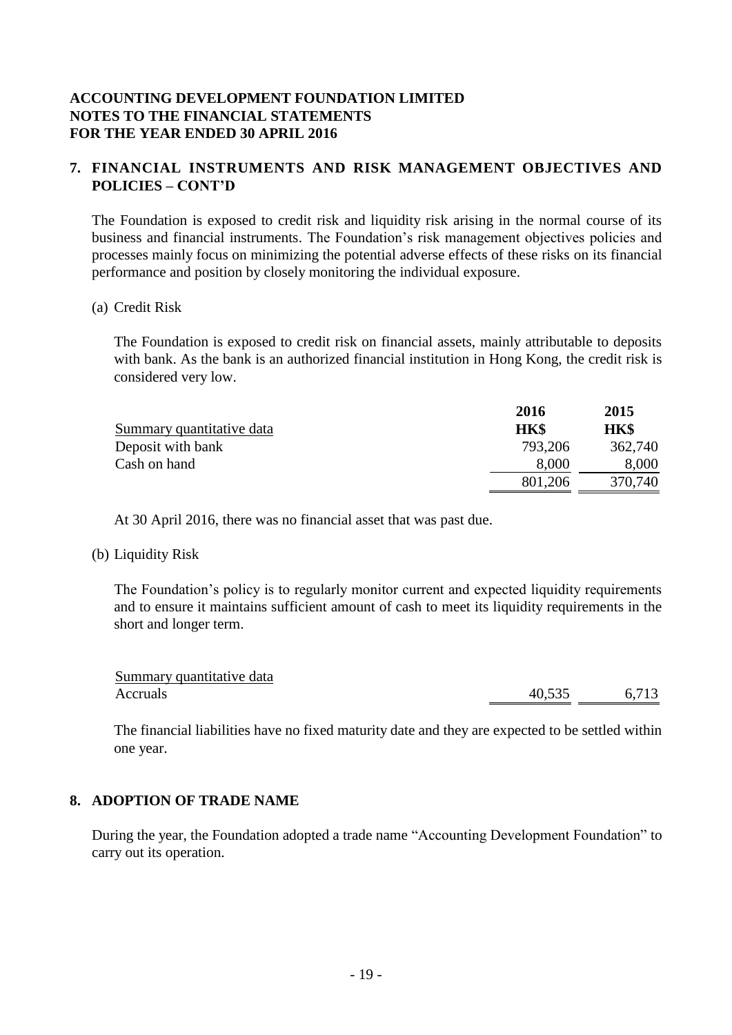**ACCOUNTING DEVELOPMENT FOUNDATION LIMITED**
**NOTES TO THE FINANCIAL STATEMENTS**
**FOR THE YEAR ENDED 30 APRIL 2016**

## 7. FINANCIAL INSTRUMENTS AND RISK MANAGEMENT OBJECTIVES AND POLICIES – CONT'D

The Foundation is exposed to credit risk and liquidity risk arising in the normal course of its business and financial instruments. The Foundation's risk management objectives policies and processes mainly focus on minimizing the potential adverse effects of these risks on its financial performance and position by closely monitoring the individual exposure.

(a) Credit Risk

The Foundation is exposed to credit risk on financial assets, mainly attributable to deposits with bank. As the bank is an authorized financial institution in Hong Kong, the credit risk is considered very low.

| Summary quantitative data | **2016 HK$** | **2015 HK$** |
|---|---|---|
| Deposit with bank | 793,206 | 362,740 |
| Cash on hand | 8,000 | 8,000 |
| | 801,206 | 370,740 |

At 30 April 2016, there was no financial asset that was past due.

(b) Liquidity Risk

The Foundation's policy is to regularly monitor current and expected liquidity requirements and to ensure it maintains sufficient amount of cash to meet its liquidity requirements in the short and longer term.

| Summary quantitative data | | |
|---|---|---|
| Accruals | 40,535 | 6,713 |

The financial liabilities have no fixed maturity date and they are expected to be settled within one year.

## 8. ADOPTION OF TRADE NAME

During the year, the Foundation adopted a trade name "Accounting Development Foundation" to carry out its operation.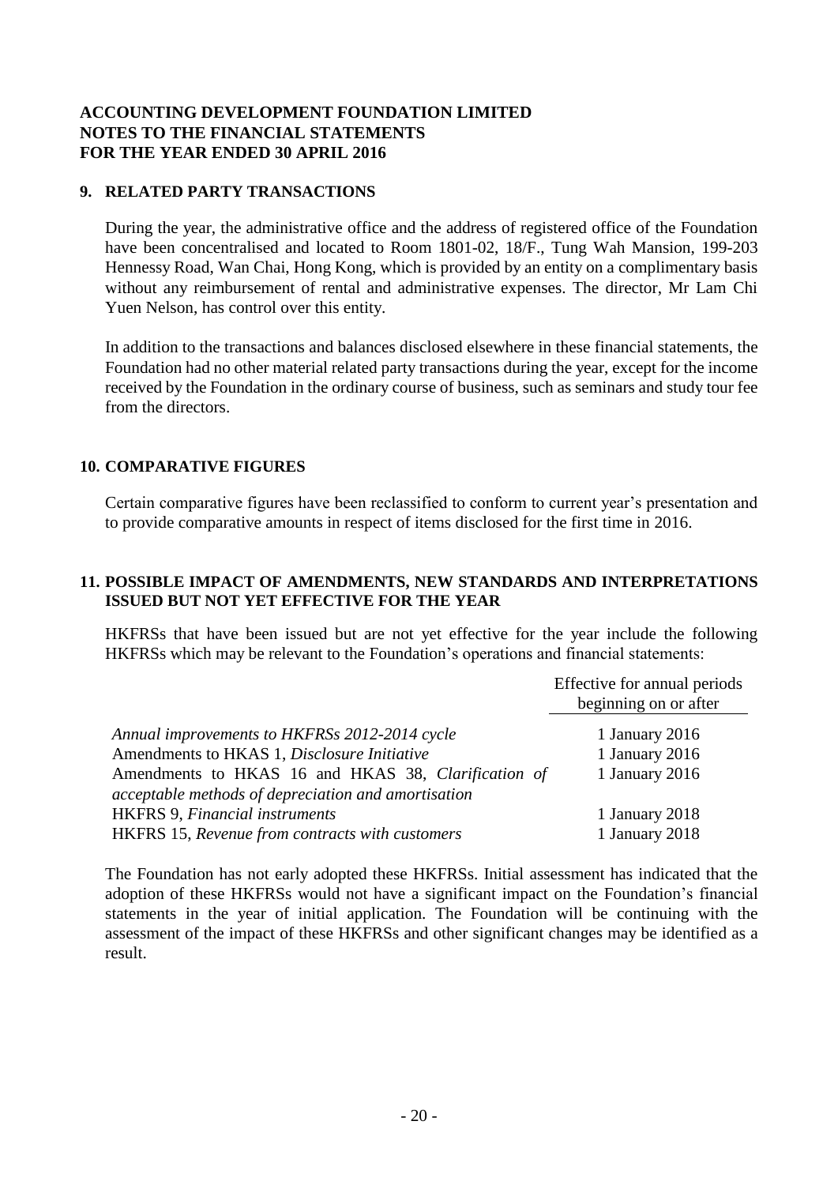**ACCOUNTING DEVELOPMENT FOUNDATION LIMITED**
**NOTES TO THE FINANCIAL STATEMENTS**
**FOR THE YEAR ENDED 30 APRIL 2016**

## 9. RELATED PARTY TRANSACTIONS

During the year, the administrative office and the address of registered office of the Foundation have been concentralised and located to Room 1801-02, 18/F., Tung Wah Mansion, 199-203 Hennessy Road, Wan Chai, Hong Kong, which is provided by an entity on a complimentary basis without any reimbursement of rental and administrative expenses. The director, Mr Lam Chi Yuen Nelson, has control over this entity.

In addition to the transactions and balances disclosed elsewhere in these financial statements, the Foundation had no other material related party transactions during the year, except for the income received by the Foundation in the ordinary course of business, such as seminars and study tour fee from the directors.

## 10. COMPARATIVE FIGURES

Certain comparative figures have been reclassified to conform to current year's presentation and to provide comparative amounts in respect of items disclosed for the first time in 2016.

## 11. POSSIBLE IMPACT OF AMENDMENTS, NEW STANDARDS AND INTERPRETATIONS ISSUED BUT NOT YET EFFECTIVE FOR THE YEAR

HKFRSs that have been issued but are not yet effective for the year include the following HKFRSs which may be relevant to the Foundation's operations and financial statements:

| | Effective for annual periods beginning on or after |
|---|---|
| *Annual improvements to HKFRSs 2012-2014 cycle* | 1 January 2016 |
| Amendments to HKAS 1, *Disclosure Initiative* | 1 January 2016 |
| Amendments to HKAS 16 and HKAS 38, *Clarification of acceptable methods of depreciation and amortisation* | 1 January 2016 |
| HKFRS 9, *Financial instruments* | 1 January 2018 |
| HKFRS 15, *Revenue from contracts with customers* | 1 January 2018 |

The Foundation has not early adopted these HKFRSs. Initial assessment has indicated that the adoption of these HKFRSs would not have a significant impact on the Foundation's financial statements in the year of initial application. The Foundation will be continuing with the assessment of the impact of these HKFRSs and other significant changes may be identified as a result.